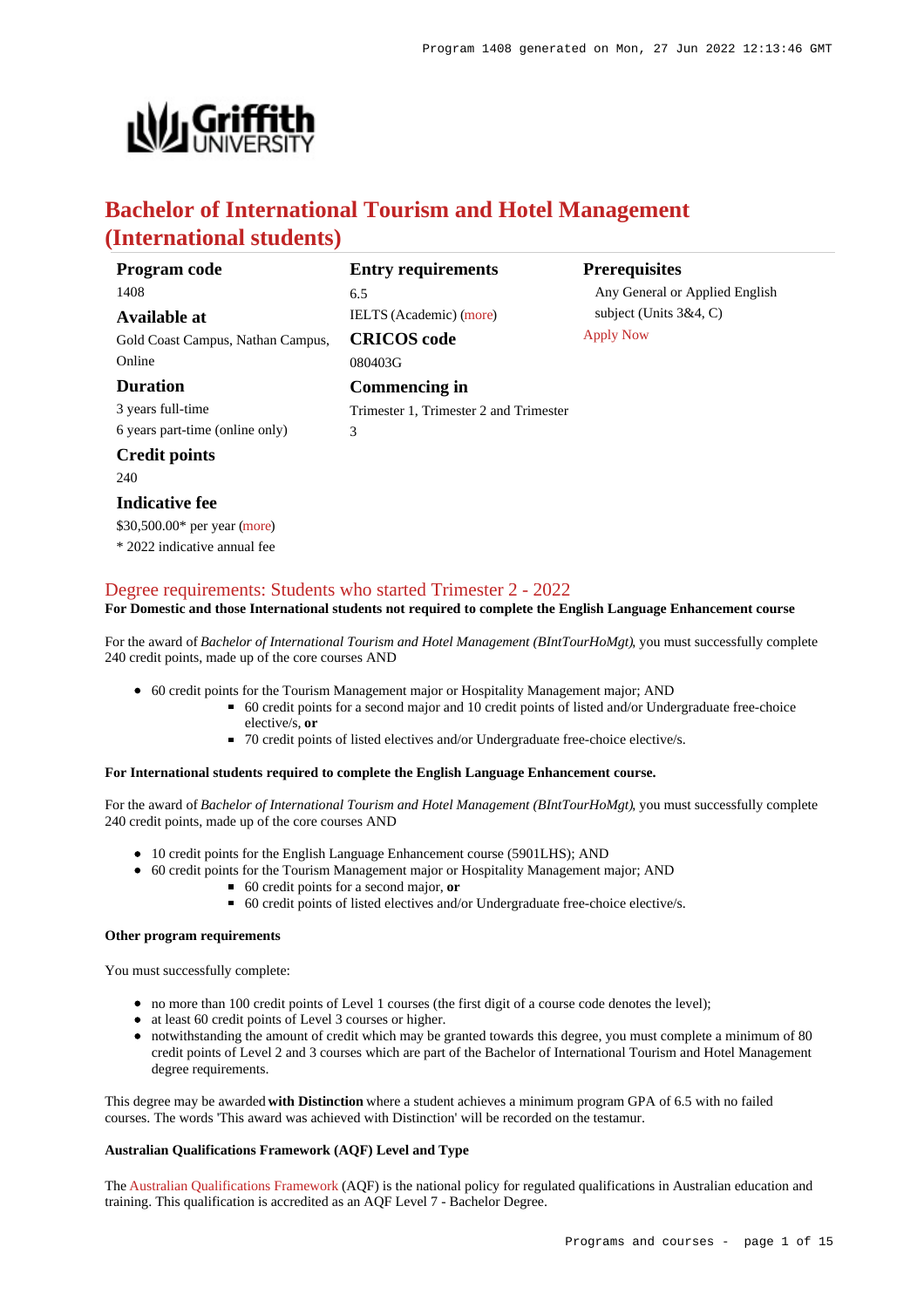# Bachelor of International Tourism and Hotel Management (International students)

**Program code**
1408

**Available at**
Gold Coast Campus, Nathan Campus, Online

**Duration**
3 years full-time
6 years part-time (online only)

**Credit points**
240

**Indicative fee**
$30,500.00* per year (more)
* 2022 indicative annual fee

**Entry requirements**
6.5
IELTS (Academic) (more)

**CRICOS code**
080403G

**Commencing in**
Trimester 1, Trimester 2 and Trimester 3

**Prerequisites**
Any General or Applied English subject (Units 3&4, C)

Apply Now

## Degree requirements: Students who started Trimester 2 - 2022

**For Domestic and those International students not required to complete the English Language Enhancement course**

For the award of *Bachelor of International Tourism and Hotel Management (BIntTourHoMgt)*, you must successfully complete 240 credit points, made up of the core courses AND

- 60 credit points for the Tourism Management major or Hospitality Management major; AND
    - 60 credit points for a second major and 10 credit points of listed and/or Undergraduate free-choice elective/s, **or**
    - 70 credit points of listed electives and/or Undergraduate free-choice elective/s.

**For International students required to complete the English Language Enhancement course.**

For the award of *Bachelor of International Tourism and Hotel Management (BIntTourHoMgt)*, you must successfully complete 240 credit points, made up of the core courses AND

- 10 credit points for the English Language Enhancement course (5901LHS); AND
- 60 credit points for the Tourism Management major or Hospitality Management major; AND
    - 60 credit points for a second major, **or**
    - 60 credit points of listed electives and/or Undergraduate free-choice elective/s.

**Other program requirements**

You must successfully complete:

- no more than 100 credit points of Level 1 courses (the first digit of a course code denotes the level);
- at least 60 credit points of Level 3 courses or higher.
- notwithstanding the amount of credit which may be granted towards this degree, you must complete a minimum of 80 credit points of Level 2 and 3 courses which are part of the Bachelor of International Tourism and Hotel Management degree requirements.

This degree may be awarded **with Distinction** where a student achieves a minimum program GPA of 6.5 with no failed courses. The words 'This award was achieved with Distinction' will be recorded on the testamur.

**Australian Qualifications Framework (AQF) Level and Type**

The Australian Qualifications Framework (AQF) is the national policy for regulated qualifications in Australian education and training. This qualification is accredited as an AQF Level 7 - Bachelor Degree.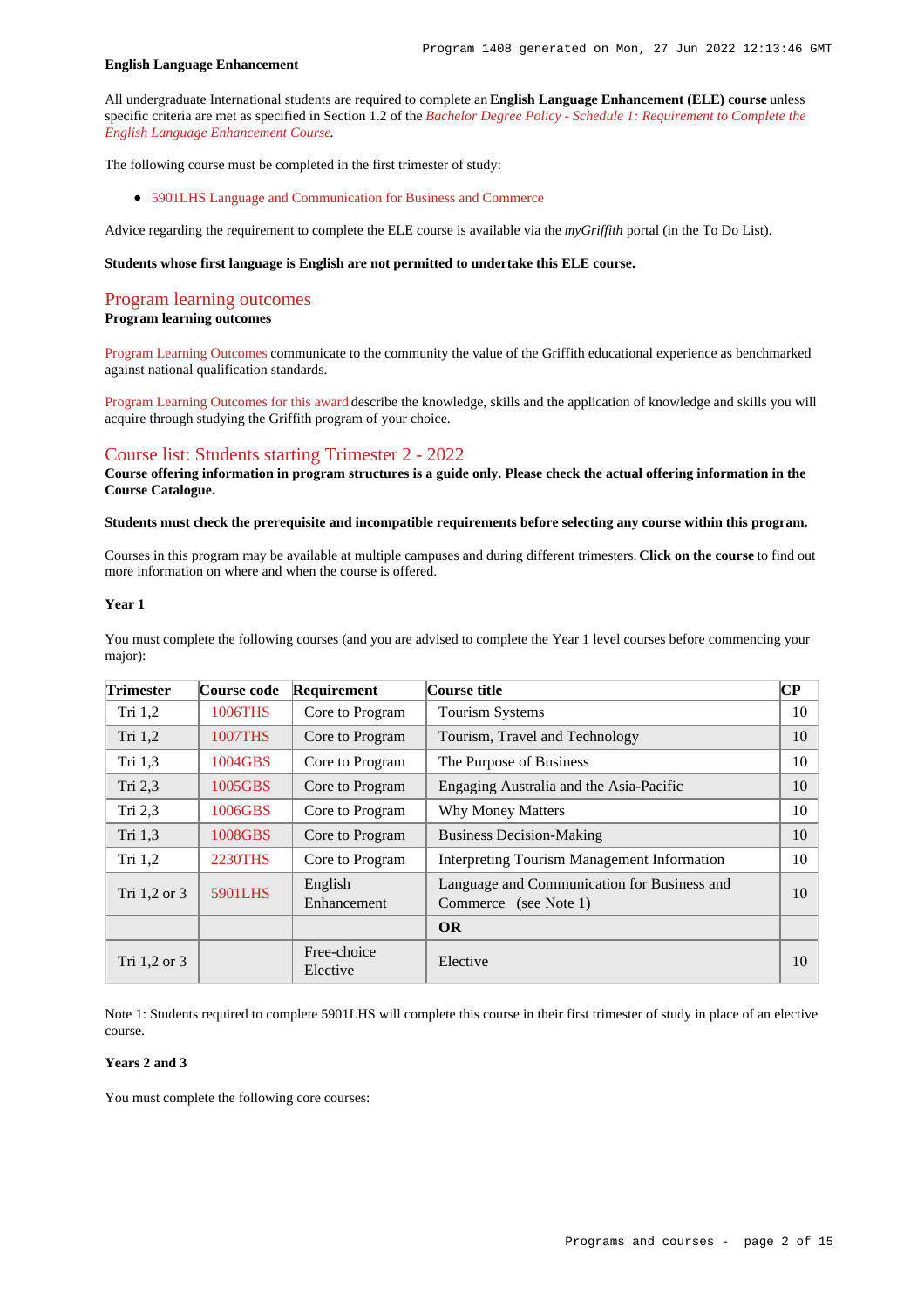**English Language Enhancement**

All undergraduate International students are required to complete an **English Language Enhancement (ELE) course** unless specific criteria are met as specified in Section 1.2 of the *Bachelor Degree Policy - Schedule 1: Requirement to Complete the English Language Enhancement Course*.

The following course must be completed in the first trimester of study:

- 5901LHS Language and Communication for Business and Commerce

Advice regarding the requirement to complete the ELE course is available via the *myGriffith* portal (in the To Do List).

**Students whose first language is English are not permitted to undertake this ELE course.**

## Program learning outcomes

**Program learning outcomes**

Program Learning Outcomes communicate to the community the value of the Griffith educational experience as benchmarked against national qualification standards.

Program Learning Outcomes for this award describe the knowledge, skills and the application of knowledge and skills you will acquire through studying the Griffith program of your choice.

## Course list: Students starting Trimester 2 - 2022

**Course offering information in program structures is a guide only. Please check the actual offering information in the Course Catalogue.**

**Students must check the prerequisite and incompatible requirements before selecting any course within this program.**

Courses in this program may be available at multiple campuses and during different trimesters. **Click on the course** to find out more information on where and when the course is offered.

**Year 1**

You must complete the following courses (and you are advised to complete the Year 1 level courses before commencing your major):

| Trimester | Course code | Requirement | Course title | CP |
|---|---|---|---|---|
| Tri 1,2 | 1006THS | Core to Program | Tourism Systems | 10 |
| Tri 1,2 | 1007THS | Core to Program | Tourism, Travel and Technology | 10 |
| Tri 1,3 | 1004GBS | Core to Program | The Purpose of Business | 10 |
| Tri 2,3 | 1005GBS | Core to Program | Engaging Australia and the Asia-Pacific | 10 |
| Tri 2,3 | 1006GBS | Core to Program | Why Money Matters | 10 |
| Tri 1,3 | 1008GBS | Core to Program | Business Decision-Making | 10 |
| Tri 1,2 | 2230THS | Core to Program | Interpreting Tourism Management Information | 10 |
| Tri 1,2 or 3 | 5901LHS | English Enhancement | Language and Communication for Business and Commerce (see Note 1) | 10 |
| | | | **OR** | |
| Tri 1,2 or 3 | | Free-choice Elective | Elective | 10 |

Note 1: Students required to complete 5901LHS will complete this course in their first trimester of study in place of an elective course.

**Years 2 and 3**

You must complete the following core courses: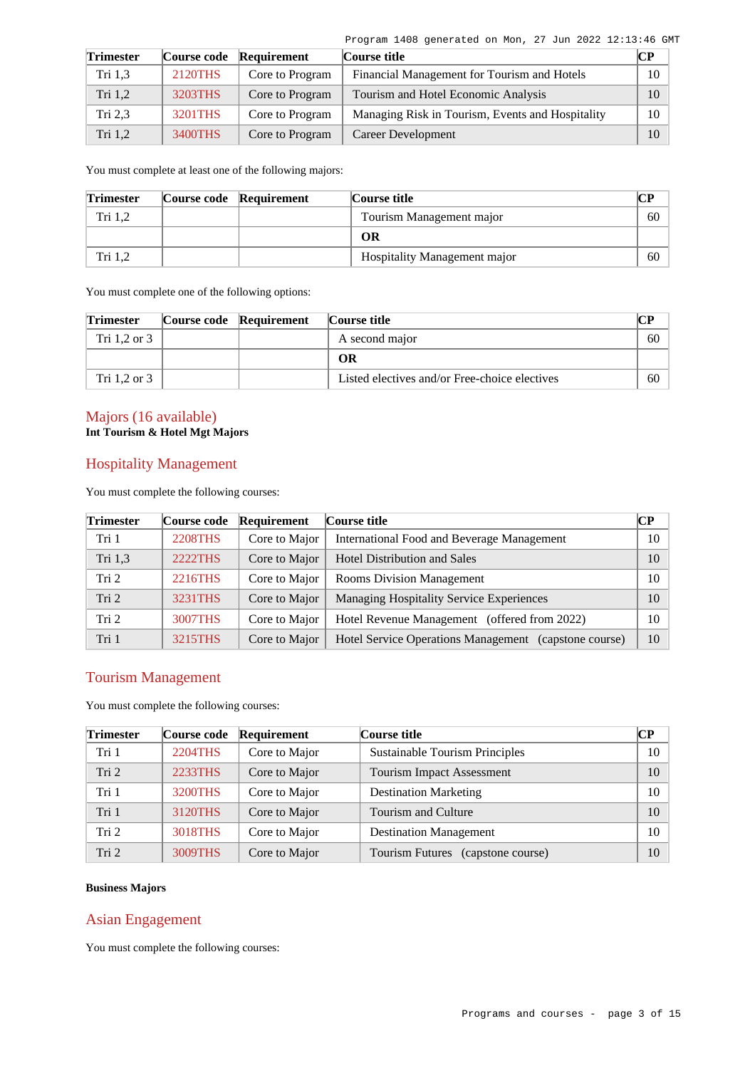| Trimester | Course code | Requirement | Course title | CP |
|---|---|---|---|---|
| Tri 1,3 | 2120THS | Core to Program | Financial Management for Tourism and Hotels | 10 |
| Tri 1,2 | 3203THS | Core to Program | Tourism and Hotel Economic Analysis | 10 |
| Tri 2,3 | 3201THS | Core to Program | Managing Risk in Tourism, Events and Hospitality | 10 |
| Tri 1,2 | 3400THS | Core to Program | Career Development | 10 |

You must complete at least one of the following majors:

| Trimester | Course code | Requirement | Course title | CP |
|---|---|---|---|---|
| Tri 1,2 | | | Tourism Management major | 60 |
| | | | **OR** | |
| Tri 1,2 | | | Hospitality Management major | 60 |

You must complete one of the following options:

| Trimester | Course code | Requirement | Course title | CP |
|---|---|---|---|---|
| Tri 1,2 or 3 | | | A second major | 60 |
| | | | **OR** | |
| Tri 1,2 or 3 | | | Listed electives and/or Free-choice electives | 60 |

## Majors (16 available)

**Int Tourism & Hotel Mgt Majors**

## Hospitality Management

You must complete the following courses:

| Trimester | Course code | Requirement | Course title | CP |
|---|---|---|---|---|
| Tri 1 | 2208THS | Core to Major | International Food and Beverage Management | 10 |
| Tri 1,3 | 2222THS | Core to Major | Hotel Distribution and Sales | 10 |
| Tri 2 | 2216THS | Core to Major | Rooms Division Management | 10 |
| Tri 2 | 3231THS | Core to Major | Managing Hospitality Service Experiences | 10 |
| Tri 2 | 3007THS | Core to Major | Hotel Revenue Management (offered from 2022) | 10 |
| Tri 1 | 3215THS | Core to Major | Hotel Service Operations Management (capstone course) | 10 |

## Tourism Management

You must complete the following courses:

| Trimester | Course code | Requirement | Course title | CP |
|---|---|---|---|---|
| Tri 1 | 2204THS | Core to Major | Sustainable Tourism Principles | 10 |
| Tri 2 | 2233THS | Core to Major | Tourism Impact Assessment | 10 |
| Tri 1 | 3200THS | Core to Major | Destination Marketing | 10 |
| Tri 1 | 3120THS | Core to Major | Tourism and Culture | 10 |
| Tri 2 | 3018THS | Core to Major | Destination Management | 10 |
| Tri 2 | 3009THS | Core to Major | Tourism Futures (capstone course) | 10 |

**Business Majors**

## Asian Engagement

You must complete the following courses: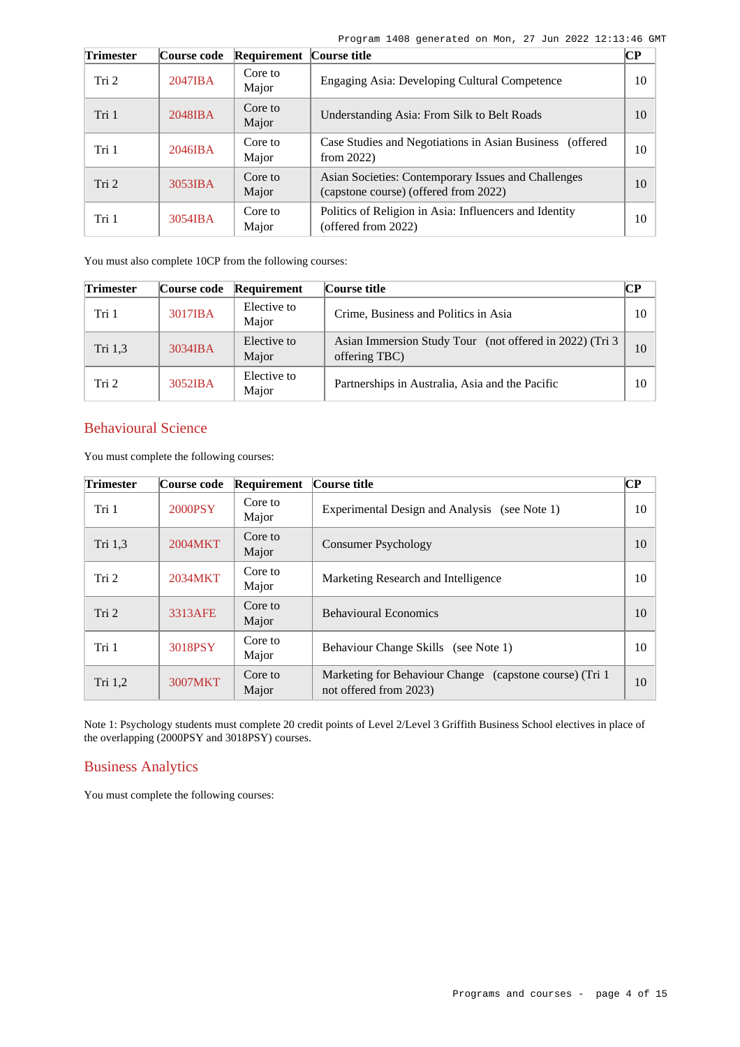| Trimester | Course code | Requirement | Course title | CP |
| --- | --- | --- | --- | --- |
| Tri 2 | 2047IBA | Core to Major | Engaging Asia: Developing Cultural Competence | 10 |
| Tri 1 | 2048IBA | Core to Major | Understanding Asia: From Silk to Belt Roads | 10 |
| Tri 1 | 2046IBA | Core to Major | Case Studies and Negotiations in Asian Business (offered from 2022) | 10 |
| Tri 2 | 3053IBA | Core to Major | Asian Societies: Contemporary Issues and Challenges (capstone course) (offered from 2022) | 10 |
| Tri 1 | 3054IBA | Core to Major | Politics of Religion in Asia: Influencers and Identity (offered from 2022) | 10 |

You must also complete 10CP from the following courses:

| Trimester | Course code | Requirement | Course title | CP |
| --- | --- | --- | --- | --- |
| Tri 1 | 3017IBA | Elective to Major | Crime, Business and Politics in Asia | 10 |
| Tri 1,3 | 3034IBA | Elective to Major | Asian Immersion Study Tour (not offered in 2022) (Tri 3 offering TBC) | 10 |
| Tri 2 | 3052IBA | Elective to Major | Partnerships in Australia, Asia and the Pacific | 10 |

## Behavioural Science

You must complete the following courses:

| Trimester | Course code | Requirement | Course title | CP |
| --- | --- | --- | --- | --- |
| Tri 1 | 2000PSY | Core to Major | Experimental Design and Analysis (see Note 1) | 10 |
| Tri 1,3 | 2004MKT | Core to Major | Consumer Psychology | 10 |
| Tri 2 | 2034MKT | Core to Major | Marketing Research and Intelligence | 10 |
| Tri 2 | 3313AFE | Core to Major | Behavioural Economics | 10 |
| Tri 1 | 3018PSY | Core to Major | Behaviour Change Skills (see Note 1) | 10 |
| Tri 1,2 | 3007MKT | Core to Major | Marketing for Behaviour Change (capstone course) (Tri 1 not offered from 2023) | 10 |

Note 1: Psychology students must complete 20 credit points of Level 2/Level 3 Griffith Business School electives in place of the overlapping (2000PSY and 3018PSY) courses.

## Business Analytics

You must complete the following courses: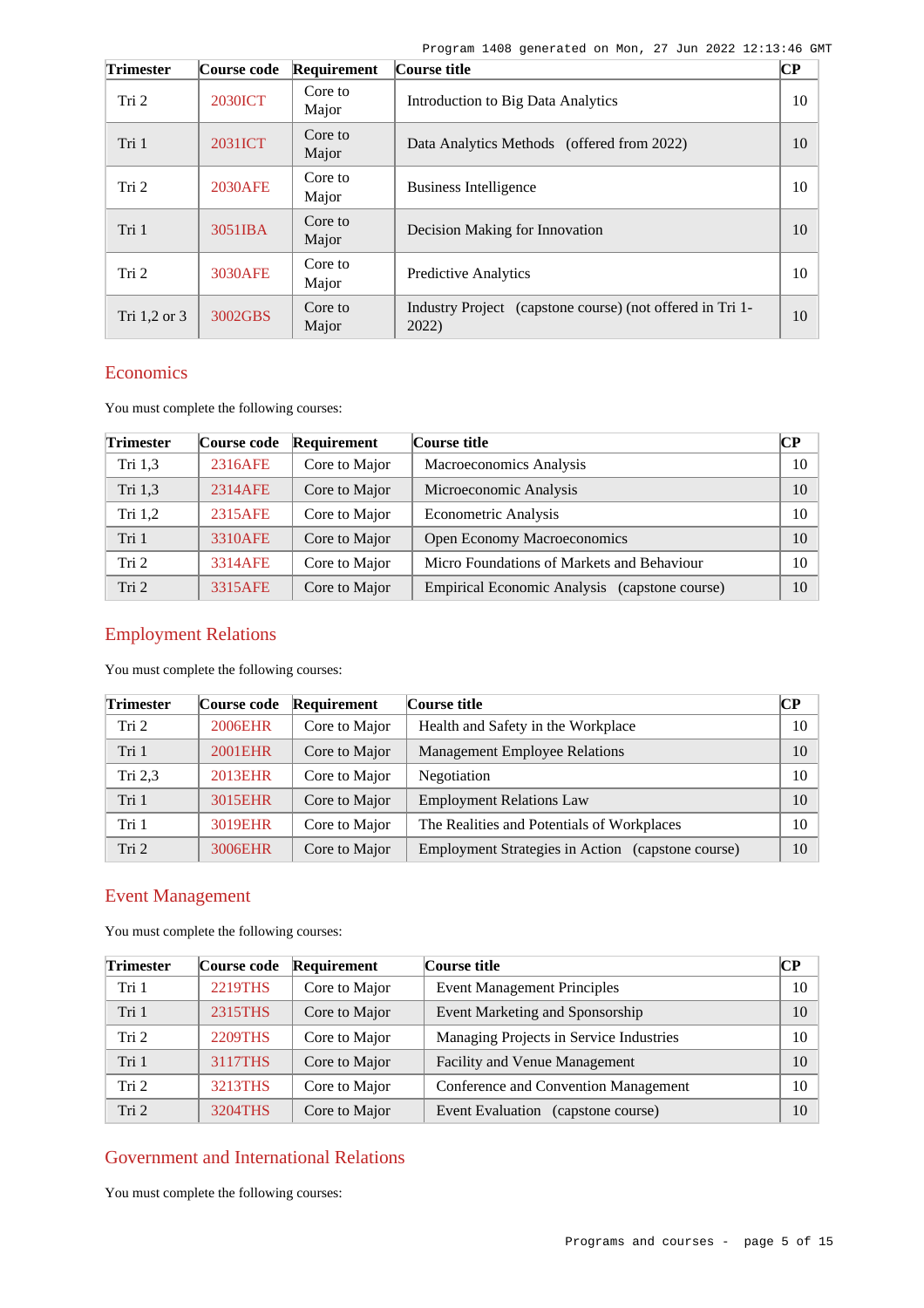| Trimester | Course code | Requirement | Course title | CP |
| --- | --- | --- | --- | --- |
| Tri 2 | 2030ICT | Core to Major | Introduction to Big Data Analytics | 10 |
| Tri 1 | 2031ICT | Core to Major | Data Analytics Methods (offered from 2022) | 10 |
| Tri 2 | 2030AFE | Core to Major | Business Intelligence | 10 |
| Tri 1 | 3051IBA | Core to Major | Decision Making for Innovation | 10 |
| Tri 2 | 3030AFE | Core to Major | Predictive Analytics | 10 |
| Tri 1,2 or 3 | 3002GBS | Core to Major | Industry Project (capstone course) (not offered in Tri 1-2022) | 10 |

## Economics

You must complete the following courses:

| Trimester | Course code | Requirement | Course title | CP |
| --- | --- | --- | --- | --- |
| Tri 1,3 | 2316AFE | Core to Major | Macroeconomics Analysis | 10 |
| Tri 1,3 | 2314AFE | Core to Major | Microeconomic Analysis | 10 |
| Tri 1,2 | 2315AFE | Core to Major | Econometric Analysis | 10 |
| Tri 1 | 3310AFE | Core to Major | Open Economy Macroeconomics | 10 |
| Tri 2 | 3314AFE | Core to Major | Micro Foundations of Markets and Behaviour | 10 |
| Tri 2 | 3315AFE | Core to Major | Empirical Economic Analysis (capstone course) | 10 |

## Employment Relations

You must complete the following courses:

| Trimester | Course code | Requirement | Course title | CP |
| --- | --- | --- | --- | --- |
| Tri 2 | 2006EHR | Core to Major | Health and Safety in the Workplace | 10 |
| Tri 1 | 2001EHR | Core to Major | Management Employee Relations | 10 |
| Tri 2,3 | 2013EHR | Core to Major | Negotiation | 10 |
| Tri 1 | 3015EHR | Core to Major | Employment Relations Law | 10 |
| Tri 1 | 3019EHR | Core to Major | The Realities and Potentials of Workplaces | 10 |
| Tri 2 | 3006EHR | Core to Major | Employment Strategies in Action (capstone course) | 10 |

## Event Management

You must complete the following courses:

| Trimester | Course code | Requirement | Course title | CP |
| --- | --- | --- | --- | --- |
| Tri 1 | 2219THS | Core to Major | Event Management Principles | 10 |
| Tri 1 | 2315THS | Core to Major | Event Marketing and Sponsorship | 10 |
| Tri 2 | 2209THS | Core to Major | Managing Projects in Service Industries | 10 |
| Tri 1 | 3117THS | Core to Major | Facility and Venue Management | 10 |
| Tri 2 | 3213THS | Core to Major | Conference and Convention Management | 10 |
| Tri 2 | 3204THS | Core to Major | Event Evaluation (capstone course) | 10 |

## Government and International Relations

You must complete the following courses: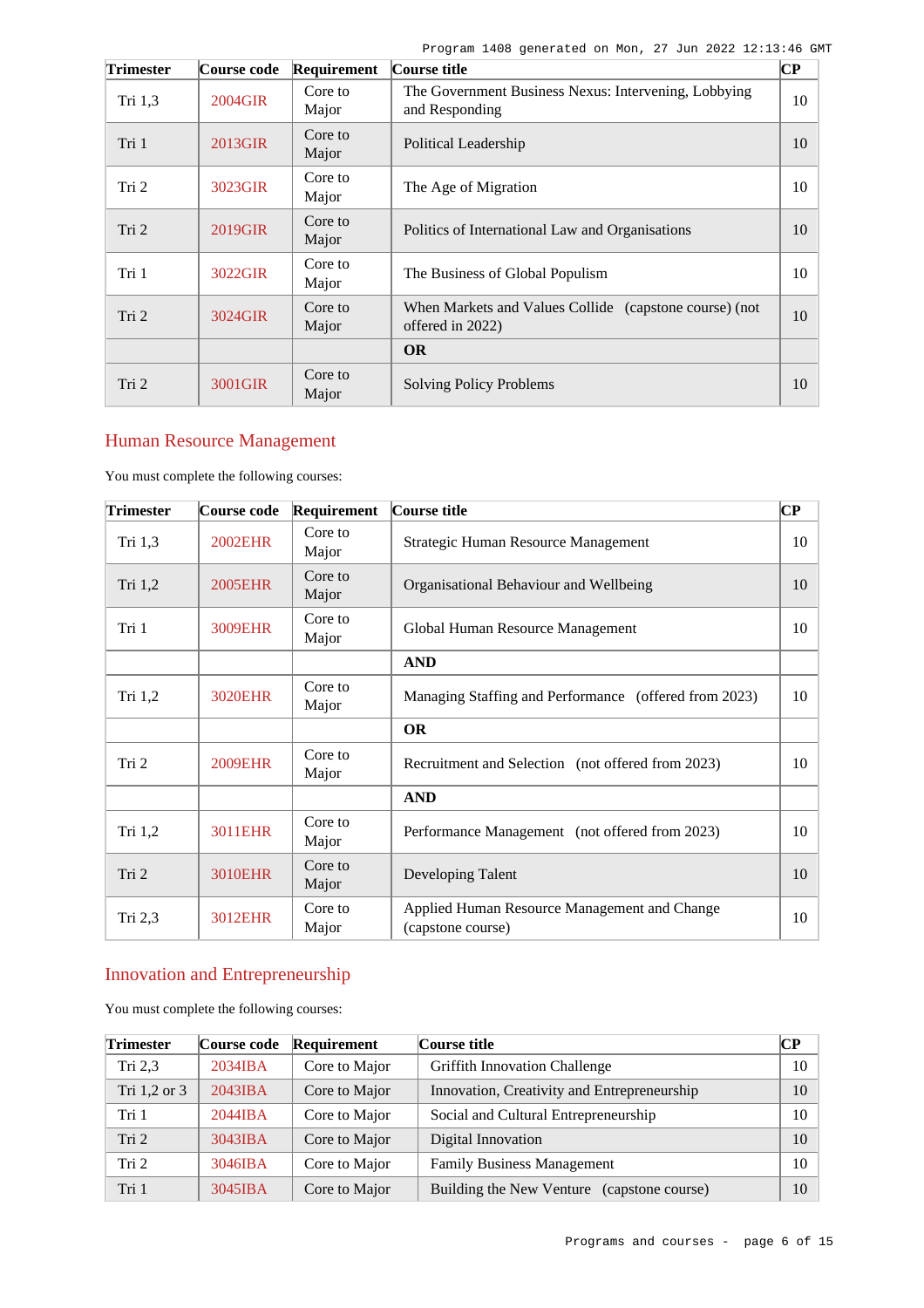| Trimester | Course code | Requirement | Course title | CP |
| --- | --- | --- | --- | --- |
| Tri 1,3 | 2004GIR | Core to Major | The Government Business Nexus: Intervening, Lobbying and Responding | 10 |
| Tri 1 | 2013GIR | Core to Major | Political Leadership | 10 |
| Tri 2 | 3023GIR | Core to Major | The Age of Migration | 10 |
| Tri 2 | 2019GIR | Core to Major | Politics of International Law and Organisations | 10 |
| Tri 1 | 3022GIR | Core to Major | The Business of Global Populism | 10 |
| Tri 2 | 3024GIR | Core to Major | When Markets and Values Collide (capstone course) (not offered in 2022) | 10 |
| | | | **OR** | |
| Tri 2 | 3001GIR | Core to Major | Solving Policy Problems | 10 |

## Human Resource Management

You must complete the following courses:

| Trimester | Course code | Requirement | Course title | CP |
| --- | --- | --- | --- | --- |
| Tri 1,3 | 2002EHR | Core to Major | Strategic Human Resource Management | 10 |
| Tri 1,2 | 2005EHR | Core to Major | Organisational Behaviour and Wellbeing | 10 |
| Tri 1 | 3009EHR | Core to Major | Global Human Resource Management | 10 |
| | | | **AND** | |
| Tri 1,2 | 3020EHR | Core to Major | Managing Staffing and Performance (offered from 2023) | 10 |
| | | | **OR** | |
| Tri 2 | 2009EHR | Core to Major | Recruitment and Selection (not offered from 2023) | 10 |
| | | | **AND** | |
| Tri 1,2 | 3011EHR | Core to Major | Performance Management (not offered from 2023) | 10 |
| Tri 2 | 3010EHR | Core to Major | Developing Talent | 10 |
| Tri 2,3 | 3012EHR | Core to Major | Applied Human Resource Management and Change (capstone course) | 10 |

## Innovation and Entrepreneurship

You must complete the following courses:

| Trimester | Course code | Requirement | Course title | CP |
| --- | --- | --- | --- | --- |
| Tri 2,3 | 2034IBA | Core to Major | Griffith Innovation Challenge | 10 |
| Tri 1,2 or 3 | 2043IBA | Core to Major | Innovation, Creativity and Entrepreneurship | 10 |
| Tri 1 | 2044IBA | Core to Major | Social and Cultural Entrepreneurship | 10 |
| Tri 2 | 3043IBA | Core to Major | Digital Innovation | 10 |
| Tri 2 | 3046IBA | Core to Major | Family Business Management | 10 |
| Tri 1 | 3045IBA | Core to Major | Building the New Venture (capstone course) | 10 |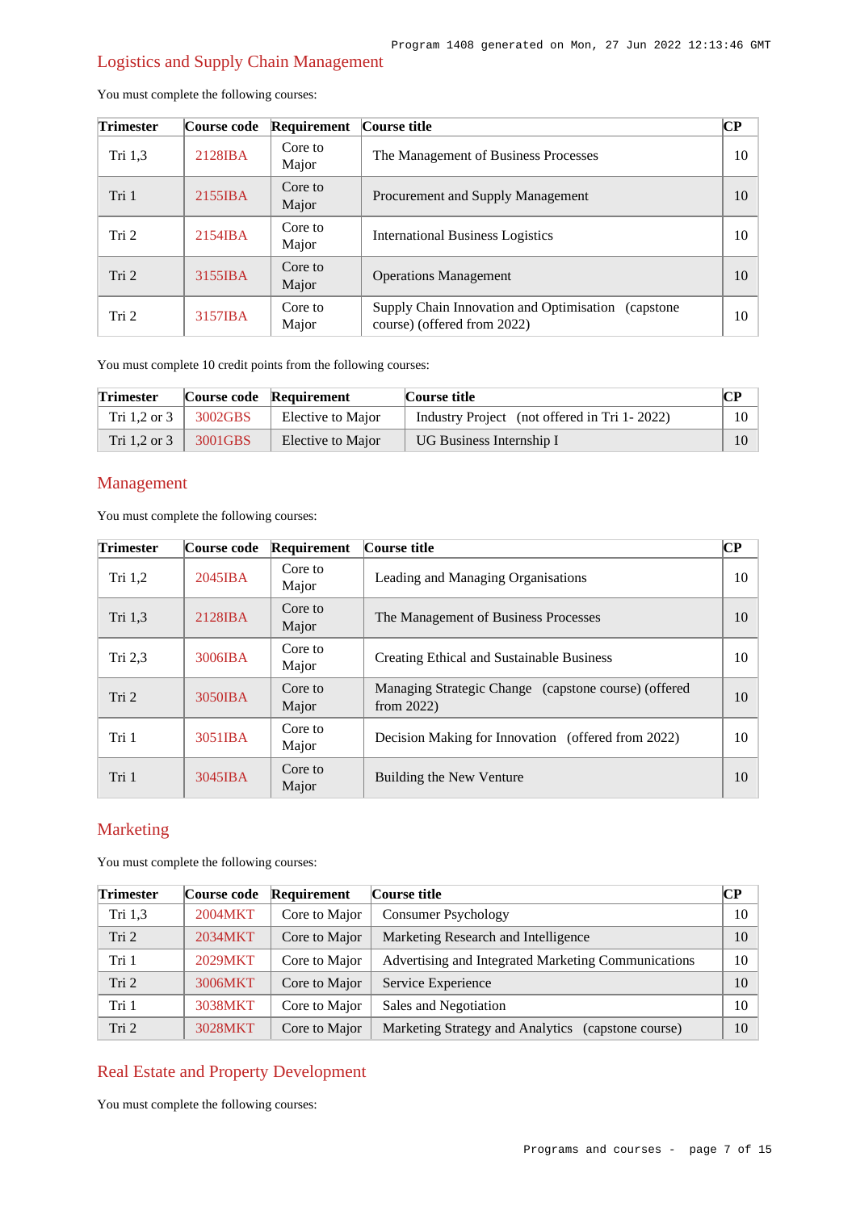## Logistics and Supply Chain Management

You must complete the following courses:

| Trimester | Course code | Requirement | Course title | CP |
|---|---|---|---|---|
| Tri 1,3 | 2128IBA | Core to Major | The Management of Business Processes | 10 |
| Tri 1 | 2155IBA | Core to Major | Procurement and Supply Management | 10 |
| Tri 2 | 2154IBA | Core to Major | International Business Logistics | 10 |
| Tri 2 | 3155IBA | Core to Major | Operations Management | 10 |
| Tri 2 | 3157IBA | Core to Major | Supply Chain Innovation and Optimisation (capstone course) (offered from 2022) | 10 |

You must complete 10 credit points from the following courses:

| Trimester | Course code | Requirement | Course title | CP |
|---|---|---|---|---|
| Tri 1,2 or 3 | 3002GBS | Elective to Major | Industry Project (not offered in Tri 1- 2022) | 10 |
| Tri 1,2 or 3 | 3001GBS | Elective to Major | UG Business Internship I | 10 |

## Management

You must complete the following courses:

| Trimester | Course code | Requirement | Course title | CP |
|---|---|---|---|---|
| Tri 1,2 | 2045IBA | Core to Major | Leading and Managing Organisations | 10 |
| Tri 1,3 | 2128IBA | Core to Major | The Management of Business Processes | 10 |
| Tri 2,3 | 3006IBA | Core to Major | Creating Ethical and Sustainable Business | 10 |
| Tri 2 | 3050IBA | Core to Major | Managing Strategic Change (capstone course) (offered from 2022) | 10 |
| Tri 1 | 3051IBA | Core to Major | Decision Making for Innovation (offered from 2022) | 10 |
| Tri 1 | 3045IBA | Core to Major | Building the New Venture | 10 |

## Marketing

You must complete the following courses:

| Trimester | Course code | Requirement | Course title | CP |
|---|---|---|---|---|
| Tri 1,3 | 2004MKT | Core to Major | Consumer Psychology | 10 |
| Tri 2 | 2034MKT | Core to Major | Marketing Research and Intelligence | 10 |
| Tri 1 | 2029MKT | Core to Major | Advertising and Integrated Marketing Communications | 10 |
| Tri 2 | 3006MKT | Core to Major | Service Experience | 10 |
| Tri 1 | 3038MKT | Core to Major | Sales and Negotiation | 10 |
| Tri 2 | 3028MKT | Core to Major | Marketing Strategy and Analytics (capstone course) | 10 |

## Real Estate and Property Development

You must complete the following courses: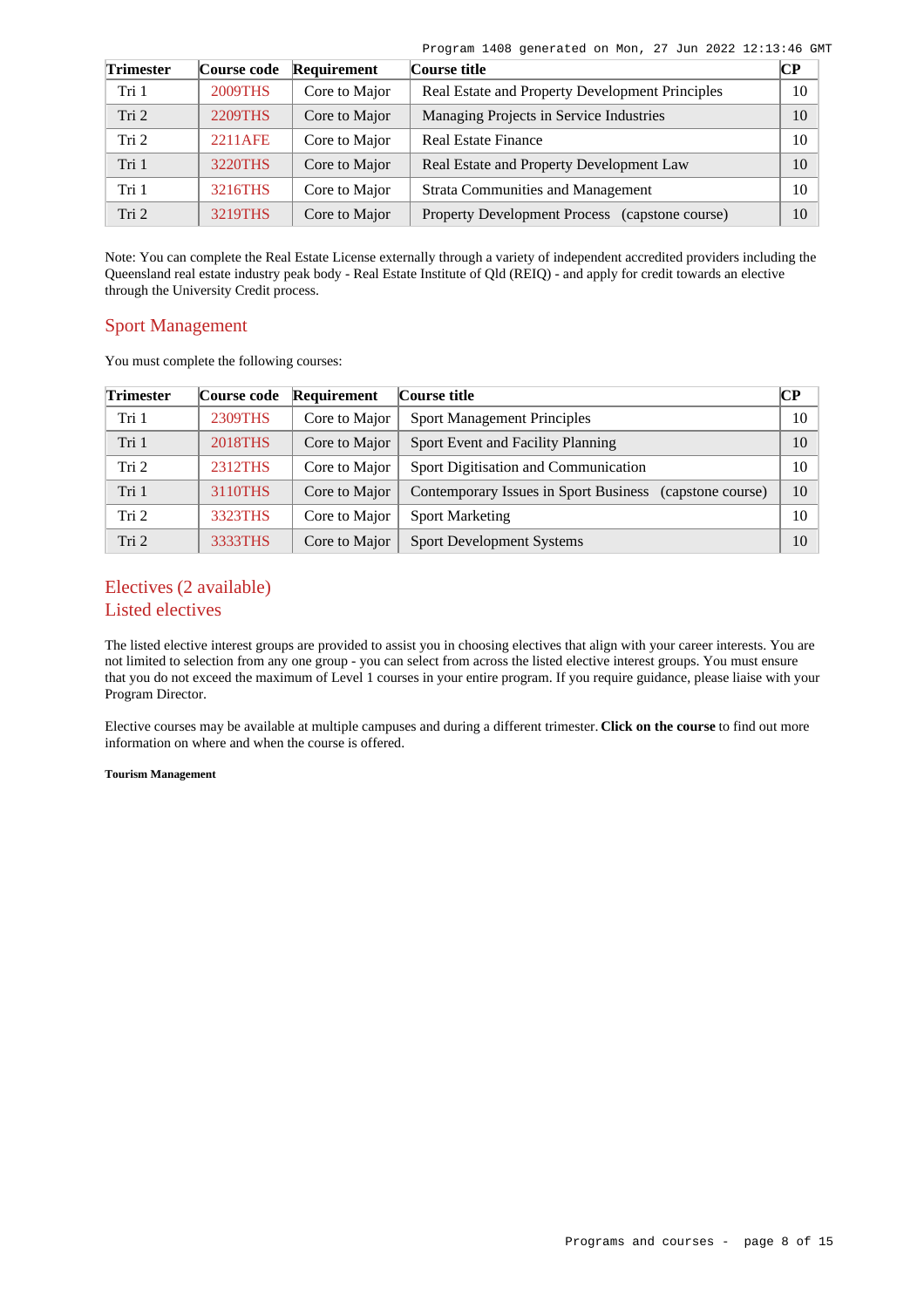| Trimester | Course code | Requirement | Course title | CP |
| --- | --- | --- | --- | --- |
| Tri 1 | 2009THS | Core to Major | Real Estate and Property Development Principles | 10 |
| Tri 2 | 2209THS | Core to Major | Managing Projects in Service Industries | 10 |
| Tri 2 | 2211AFE | Core to Major | Real Estate Finance | 10 |
| Tri 1 | 3220THS | Core to Major | Real Estate and Property Development Law | 10 |
| Tri 1 | 3216THS | Core to Major | Strata Communities and Management | 10 |
| Tri 2 | 3219THS | Core to Major | Property Development Process (capstone course) | 10 |

Note: You can complete the Real Estate License externally through a variety of independent accredited providers including the Queensland real estate industry peak body - Real Estate Institute of Qld (REIQ) - and apply for credit towards an elective through the University Credit process.

### Sport Management

You must complete the following courses:

| Trimester | Course code | Requirement | Course title | CP |
| --- | --- | --- | --- | --- |
| Tri 1 | 2309THS | Core to Major | Sport Management Principles | 10 |
| Tri 1 | 2018THS | Core to Major | Sport Event and Facility Planning | 10 |
| Tri 2 | 2312THS | Core to Major | Sport Digitisation and Communication | 10 |
| Tri 1 | 3110THS | Core to Major | Contemporary Issues in Sport Business (capstone course) | 10 |
| Tri 2 | 3323THS | Core to Major | Sport Marketing | 10 |
| Tri 2 | 3333THS | Core to Major | Sport Development Systems | 10 |

## Electives (2 available)

### Listed electives

The listed elective interest groups are provided to assist you in choosing electives that align with your career interests. You are not limited to selection from any one group - you can select from across the listed elective interest groups. You must ensure that you do not exceed the maximum of Level 1 courses in your entire program. If you require guidance, please liaise with your Program Director.

Elective courses may be available at multiple campuses and during a different trimester. **Click on the course** to find out more information on where and when the course is offered.

**Tourism Management**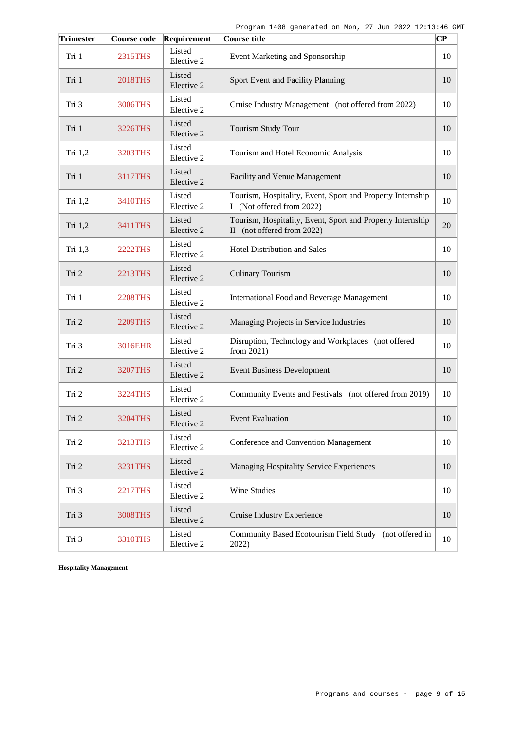| Trimester | Course code | Requirement | Course title | CP |
|---|---|---|---|---|
| Tri 1 | 2315THS | Listed Elective 2 | Event Marketing and Sponsorship | 10 |
| Tri 1 | 2018THS | Listed Elective 2 | Sport Event and Facility Planning | 10 |
| Tri 3 | 3006THS | Listed Elective 2 | Cruise Industry Management (not offered from 2022) | 10 |
| Tri 1 | 3226THS | Listed Elective 2 | Tourism Study Tour | 10 |
| Tri 1,2 | 3203THS | Listed Elective 2 | Tourism and Hotel Economic Analysis | 10 |
| Tri 1 | 3117THS | Listed Elective 2 | Facility and Venue Management | 10 |
| Tri 1,2 | 3410THS | Listed Elective 2 | Tourism, Hospitality, Event, Sport and Property Internship I (Not offered from 2022) | 10 |
| Tri 1,2 | 3411THS | Listed Elective 2 | Tourism, Hospitality, Event, Sport and Property Internship II (not offered from 2022) | 20 |
| Tri 1,3 | 2222THS | Listed Elective 2 | Hotel Distribution and Sales | 10 |
| Tri 2 | 2213THS | Listed Elective 2 | Culinary Tourism | 10 |
| Tri 1 | 2208THS | Listed Elective 2 | International Food and Beverage Management | 10 |
| Tri 2 | 2209THS | Listed Elective 2 | Managing Projects in Service Industries | 10 |
| Tri 3 | 3016EHR | Listed Elective 2 | Disruption, Technology and Workplaces (not offered from 2021) | 10 |
| Tri 2 | 3207THS | Listed Elective 2 | Event Business Development | 10 |
| Tri 2 | 3224THS | Listed Elective 2 | Community Events and Festivals (not offered from 2019) | 10 |
| Tri 2 | 3204THS | Listed Elective 2 | Event Evaluation | 10 |
| Tri 2 | 3213THS | Listed Elective 2 | Conference and Convention Management | 10 |
| Tri 2 | 3231THS | Listed Elective 2 | Managing Hospitality Service Experiences | 10 |
| Tri 3 | 2217THS | Listed Elective 2 | Wine Studies | 10 |
| Tri 3 | 3008THS | Listed Elective 2 | Cruise Industry Experience | 10 |
| Tri 3 | 3310THS | Listed Elective 2 | Community Based Ecotourism Field Study (not offered in 2022) | 10 |

**Hospitality Management**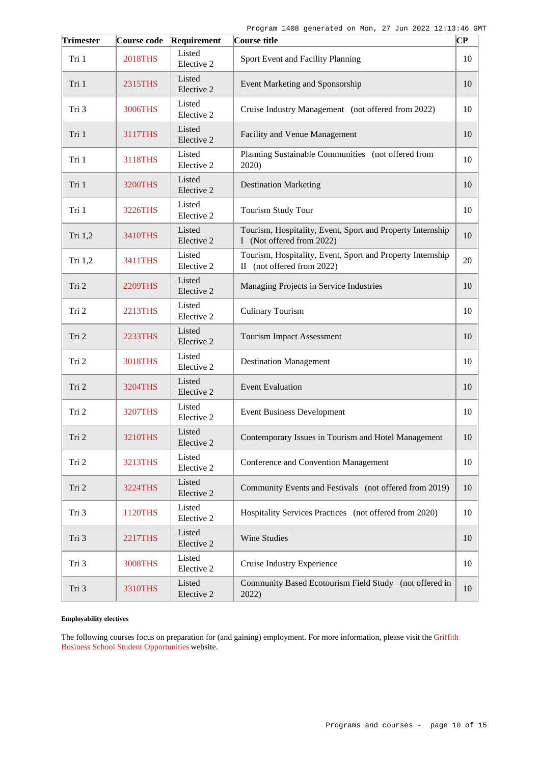| Trimester | Course code | Requirement | Course title | CP |
|---|---|---|---|---|
| Tri 1 | 2018THS | Listed Elective 2 | Sport Event and Facility Planning | 10 |
| Tri 1 | 2315THS | Listed Elective 2 | Event Marketing and Sponsorship | 10 |
| Tri 3 | 3006THS | Listed Elective 2 | Cruise Industry Management (not offered from 2022) | 10 |
| Tri 1 | 3117THS | Listed Elective 2 | Facility and Venue Management | 10 |
| Tri 1 | 3118THS | Listed Elective 2 | Planning Sustainable Communities (not offered from 2020) | 10 |
| Tri 1 | 3200THS | Listed Elective 2 | Destination Marketing | 10 |
| Tri 1 | 3226THS | Listed Elective 2 | Tourism Study Tour | 10 |
| Tri 1,2 | 3410THS | Listed Elective 2 | Tourism, Hospitality, Event, Sport and Property Internship I (Not offered from 2022) | 10 |
| Tri 1,2 | 3411THS | Listed Elective 2 | Tourism, Hospitality, Event, Sport and Property Internship II (not offered from 2022) | 20 |
| Tri 2 | 2209THS | Listed Elective 2 | Managing Projects in Service Industries | 10 |
| Tri 2 | 2213THS | Listed Elective 2 | Culinary Tourism | 10 |
| Tri 2 | 2233THS | Listed Elective 2 | Tourism Impact Assessment | 10 |
| Tri 2 | 3018THS | Listed Elective 2 | Destination Management | 10 |
| Tri 2 | 3204THS | Listed Elective 2 | Event Evaluation | 10 |
| Tri 2 | 3207THS | Listed Elective 2 | Event Business Development | 10 |
| Tri 2 | 3210THS | Listed Elective 2 | Contemporary Issues in Tourism and Hotel Management | 10 |
| Tri 2 | 3213THS | Listed Elective 2 | Conference and Convention Management | 10 |
| Tri 2 | 3224THS | Listed Elective 2 | Community Events and Festivals (not offered from 2019) | 10 |
| Tri 3 | 1120THS | Listed Elective 2 | Hospitality Services Practices (not offered from 2020) | 10 |
| Tri 3 | 2217THS | Listed Elective 2 | Wine Studies | 10 |
| Tri 3 | 3008THS | Listed Elective 2 | Cruise Industry Experience | 10 |
| Tri 3 | 3310THS | Listed Elective 2 | Community Based Ecotourism Field Study (not offered in 2022) | 10 |

**Employability electives**

The following courses focus on preparation for (and gaining) employment. For more information, please visit the Griffith Business School Student Opportunities website.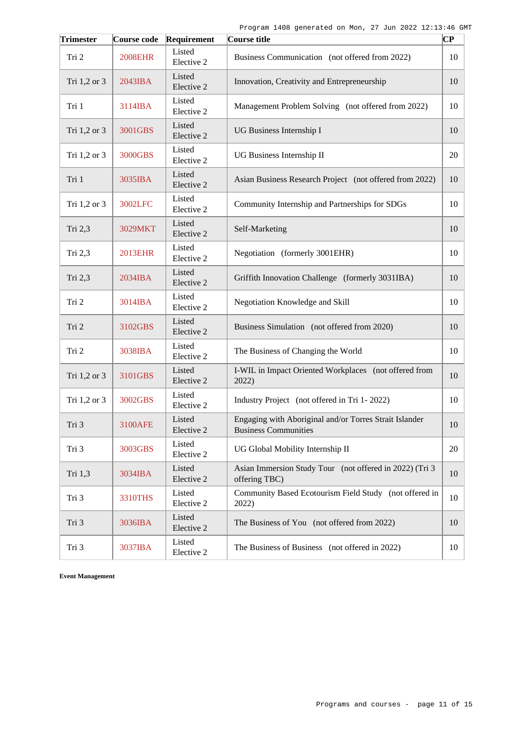| Trimester | Course code | Requirement | Course title | CP |
|---|---|---|---|---|
| Tri 2 | 2008EHR | Listed Elective 2 | Business Communication (not offered from 2022) | 10 |
| Tri 1,2 or 3 | 2043IBA | Listed Elective 2 | Innovation, Creativity and Entrepreneurship | 10 |
| Tri 1 | 3114IBA | Listed Elective 2 | Management Problem Solving (not offered from 2022) | 10 |
| Tri 1,2 or 3 | 3001GBS | Listed Elective 2 | UG Business Internship I | 10 |
| Tri 1,2 or 3 | 3000GBS | Listed Elective 2 | UG Business Internship II | 20 |
| Tri 1 | 3035IBA | Listed Elective 2 | Asian Business Research Project (not offered from 2022) | 10 |
| Tri 1,2 or 3 | 3002LFC | Listed Elective 2 | Community Internship and Partnerships for SDGs | 10 |
| Tri 2,3 | 3029MKT | Listed Elective 2 | Self-Marketing | 10 |
| Tri 2,3 | 2013EHR | Listed Elective 2 | Negotiation (formerly 3001EHR) | 10 |
| Tri 2,3 | 2034IBA | Listed Elective 2 | Griffith Innovation Challenge (formerly 3031IBA) | 10 |
| Tri 2 | 3014IBA | Listed Elective 2 | Negotiation Knowledge and Skill | 10 |
| Tri 2 | 3102GBS | Listed Elective 2 | Business Simulation (not offered from 2020) | 10 |
| Tri 2 | 3038IBA | Listed Elective 2 | The Business of Changing the World | 10 |
| Tri 1,2 or 3 | 3101GBS | Listed Elective 2 | I-WIL in Impact Oriented Workplaces (not offered from 2022) | 10 |
| Tri 1,2 or 3 | 3002GBS | Listed Elective 2 | Industry Project (not offered in Tri 1- 2022) | 10 |
| Tri 3 | 3100AFE | Listed Elective 2 | Engaging with Aboriginal and/or Torres Strait Islander Business Communities | 10 |
| Tri 3 | 3003GBS | Listed Elective 2 | UG Global Mobility Internship II | 20 |
| Tri 1,3 | 3034IBA | Listed Elective 2 | Asian Immersion Study Tour (not offered in 2022) (Tri 3 offering TBC) | 10 |
| Tri 3 | 3310THS | Listed Elective 2 | Community Based Ecotourism Field Study (not offered in 2022) | 10 |
| Tri 3 | 3036IBA | Listed Elective 2 | The Business of You (not offered from 2022) | 10 |
| Tri 3 | 3037IBA | Listed Elective 2 | The Business of Business (not offered in 2022) | 10 |

**Event Management**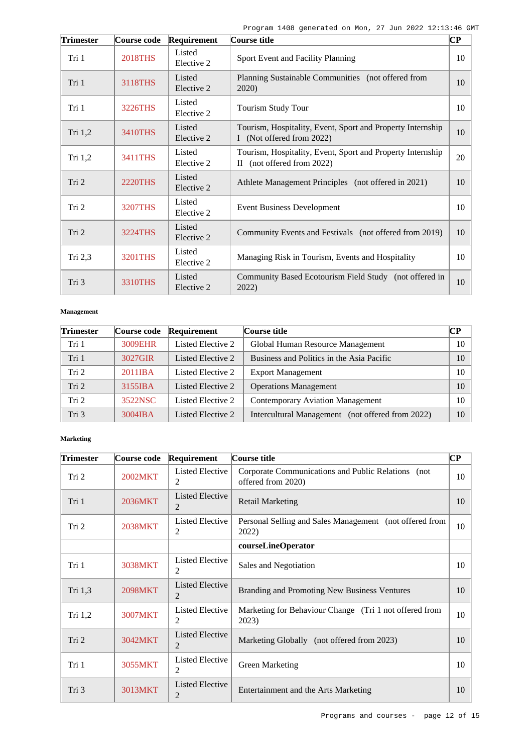| Trimester | Course code | Requirement | Course title | CP |
|---|---|---|---|---|
| Tri 1 | 2018THS | Listed Elective 2 | Sport Event and Facility Planning | 10 |
| Tri 1 | 3118THS | Listed Elective 2 | Planning Sustainable Communities (not offered from 2020) | 10 |
| Tri 1 | 3226THS | Listed Elective 2 | Tourism Study Tour | 10 |
| Tri 1,2 | 3410THS | Listed Elective 2 | Tourism, Hospitality, Event, Sport and Property Internship I (Not offered from 2022) | 10 |
| Tri 1,2 | 3411THS | Listed Elective 2 | Tourism, Hospitality, Event, Sport and Property Internship II (not offered from 2022) | 20 |
| Tri 2 | 2220THS | Listed Elective 2 | Athlete Management Principles (not offered in 2021) | 10 |
| Tri 2 | 3207THS | Listed Elective 2 | Event Business Development | 10 |
| Tri 2 | 3224THS | Listed Elective 2 | Community Events and Festivals (not offered from 2019) | 10 |
| Tri 2,3 | 3201THS | Listed Elective 2 | Managing Risk in Tourism, Events and Hospitality | 10 |
| Tri 3 | 3310THS | Listed Elective 2 | Community Based Ecotourism Field Study (not offered in 2022) | 10 |

**Management**

| Trimester | Course code | Requirement | Course title | CP |
|---|---|---|---|---|
| Tri 1 | 3009EHR | Listed Elective 2 | Global Human Resource Management | 10 |
| Tri 1 | 3027GIR | Listed Elective 2 | Business and Politics in the Asia Pacific | 10 |
| Tri 2 | 2011IBA | Listed Elective 2 | Export Management | 10 |
| Tri 2 | 3155IBA | Listed Elective 2 | Operations Management | 10 |
| Tri 2 | 3522NSC | Listed Elective 2 | Contemporary Aviation Management | 10 |
| Tri 3 | 3004IBA | Listed Elective 2 | Intercultural Management (not offered from 2022) | 10 |

**Marketing**

| Trimester | Course code | Requirement | Course title | CP |
|---|---|---|---|---|
| Tri 2 | 2002MKT | Listed Elective 2 | Corporate Communications and Public Relations (not offered from 2020) | 10 |
| Tri 1 | 2036MKT | Listed Elective 2 | Retail Marketing | 10 |
| Tri 2 | 2038MKT | Listed Elective 2 | Personal Selling and Sales Management (not offered from 2022) | 10 |
| | | | **courseLineOperator** | |
| Tri 1 | 3038MKT | Listed Elective 2 | Sales and Negotiation | 10 |
| Tri 1,3 | 2098MKT | Listed Elective 2 | Branding and Promoting New Business Ventures | 10 |
| Tri 1,2 | 3007MKT | Listed Elective 2 | Marketing for Behaviour Change (Tri 1 not offered from 2023) | 10 |
| Tri 2 | 3042MKT | Listed Elective 2 | Marketing Globally (not offered from 2023) | 10 |
| Tri 1 | 3055MKT | Listed Elective 2 | Green Marketing | 10 |
| Tri 3 | 3013MKT | Listed Elective 2 | Entertainment and the Arts Marketing | 10 |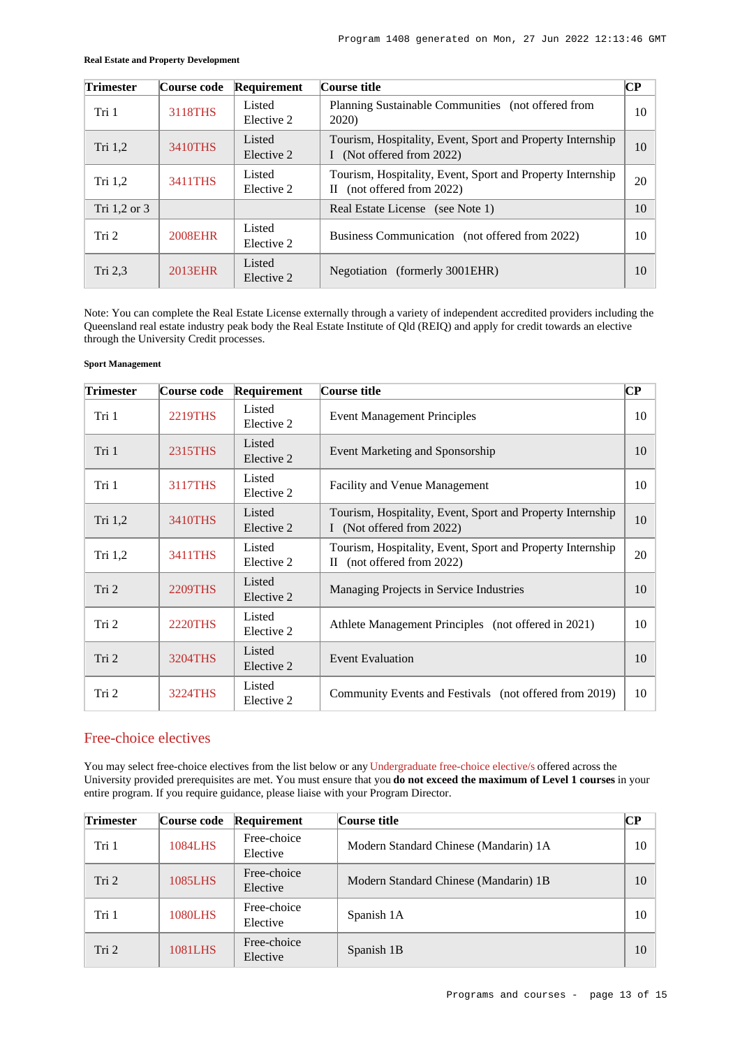**Real Estate and Property Development**

| Trimester | Course code | Requirement | Course title | CP |
| --- | --- | --- | --- | --- |
| Tri 1 | 3118THS | Listed Elective 2 | Planning Sustainable Communities (not offered from 2020) | 10 |
| Tri 1,2 | 3410THS | Listed Elective 2 | Tourism, Hospitality, Event, Sport and Property Internship I (Not offered from 2022) | 10 |
| Tri 1,2 | 3411THS | Listed Elective 2 | Tourism, Hospitality, Event, Sport and Property Internship II (not offered from 2022) | 20 |
| Tri 1,2 or 3 | | | Real Estate License (see Note 1) | 10 |
| Tri 2 | 2008EHR | Listed Elective 2 | Business Communication (not offered from 2022) | 10 |
| Tri 2,3 | 2013EHR | Listed Elective 2 | Negotiation (formerly 3001EHR) | 10 |

Note: You can complete the Real Estate License externally through a variety of independent accredited providers including the Queensland real estate industry peak body the Real Estate Institute of Qld (REIQ) and apply for credit towards an elective through the University Credit processes.

**Sport Management**

| Trimester | Course code | Requirement | Course title | CP |
| --- | --- | --- | --- | --- |
| Tri 1 | 2219THS | Listed Elective 2 | Event Management Principles | 10 |
| Tri 1 | 2315THS | Listed Elective 2 | Event Marketing and Sponsorship | 10 |
| Tri 1 | 3117THS | Listed Elective 2 | Facility and Venue Management | 10 |
| Tri 1,2 | 3410THS | Listed Elective 2 | Tourism, Hospitality, Event, Sport and Property Internship I (Not offered from 2022) | 10 |
| Tri 1,2 | 3411THS | Listed Elective 2 | Tourism, Hospitality, Event, Sport and Property Internship II (not offered from 2022) | 20 |
| Tri 2 | 2209THS | Listed Elective 2 | Managing Projects in Service Industries | 10 |
| Tri 2 | 2220THS | Listed Elective 2 | Athlete Management Principles (not offered in 2021) | 10 |
| Tri 2 | 3204THS | Listed Elective 2 | Event Evaluation | 10 |
| Tri 2 | 3224THS | Listed Elective 2 | Community Events and Festivals (not offered from 2019) | 10 |

## Free-choice electives

You may select free-choice electives from the list below or any Undergraduate free-choice elective/s offered across the University provided prerequisites are met. You must ensure that you **do not exceed the maximum of Level 1 courses** in your entire program. If you require guidance, please liaise with your Program Director.

| Trimester | Course code | Requirement | Course title | CP |
| --- | --- | --- | --- | --- |
| Tri 1 | 1084LHS | Free-choice Elective | Modern Standard Chinese (Mandarin) 1A | 10 |
| Tri 2 | 1085LHS | Free-choice Elective | Modern Standard Chinese (Mandarin) 1B | 10 |
| Tri 1 | 1080LHS | Free-choice Elective | Spanish 1A | 10 |
| Tri 2 | 1081LHS | Free-choice Elective | Spanish 1B | 10 |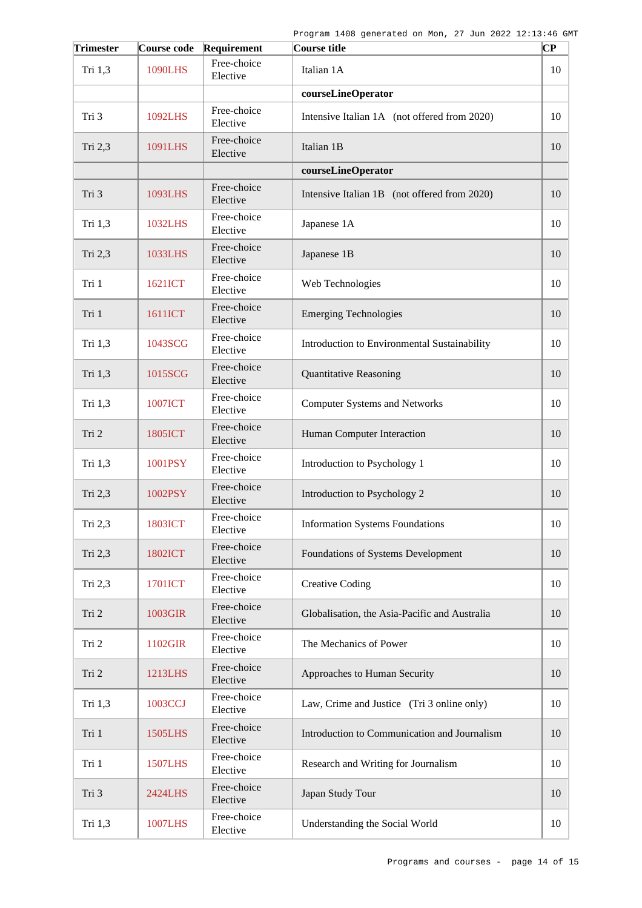| Trimester | Course code | Requirement | Course title | CP |
|---|---|---|---|---|
| Tri 1,3 | 1090LHS | Free-choice Elective | Italian 1A | 10 |
| | | | **courseLineOperator** | |
| Tri 3 | 1092LHS | Free-choice Elective | Intensive Italian 1A (not offered from 2020) | 10 |
| Tri 2,3 | 1091LHS | Free-choice Elective | Italian 1B | 10 |
| | | | **courseLineOperator** | |
| Tri 3 | 1093LHS | Free-choice Elective | Intensive Italian 1B (not offered from 2020) | 10 |
| Tri 1,3 | 1032LHS | Free-choice Elective | Japanese 1A | 10 |
| Tri 2,3 | 1033LHS | Free-choice Elective | Japanese 1B | 10 |
| Tri 1 | 1621ICT | Free-choice Elective | Web Technologies | 10 |
| Tri 1 | 1611ICT | Free-choice Elective | Emerging Technologies | 10 |
| Tri 1,3 | 1043SCG | Free-choice Elective | Introduction to Environmental Sustainability | 10 |
| Tri 1,3 | 1015SCG | Free-choice Elective | Quantitative Reasoning | 10 |
| Tri 1,3 | 1007ICT | Free-choice Elective | Computer Systems and Networks | 10 |
| Tri 2 | 1805ICT | Free-choice Elective | Human Computer Interaction | 10 |
| Tri 1,3 | 1001PSY | Free-choice Elective | Introduction to Psychology 1 | 10 |
| Tri 2,3 | 1002PSY | Free-choice Elective | Introduction to Psychology 2 | 10 |
| Tri 2,3 | 1803ICT | Free-choice Elective | Information Systems Foundations | 10 |
| Tri 2,3 | 1802ICT | Free-choice Elective | Foundations of Systems Development | 10 |
| Tri 2,3 | 1701ICT | Free-choice Elective | Creative Coding | 10 |
| Tri 2 | 1003GIR | Free-choice Elective | Globalisation, the Asia-Pacific and Australia | 10 |
| Tri 2 | 1102GIR | Free-choice Elective | The Mechanics of Power | 10 |
| Tri 2 | 1213LHS | Free-choice Elective | Approaches to Human Security | 10 |
| Tri 1,3 | 1003CCJ | Free-choice Elective | Law, Crime and Justice (Tri 3 online only) | 10 |
| Tri 1 | 1505LHS | Free-choice Elective | Introduction to Communication and Journalism | 10 |
| Tri 1 | 1507LHS | Free-choice Elective | Research and Writing for Journalism | 10 |
| Tri 3 | 2424LHS | Free-choice Elective | Japan Study Tour | 10 |
| Tri 1,3 | 1007LHS | Free-choice Elective | Understanding the Social World | 10 |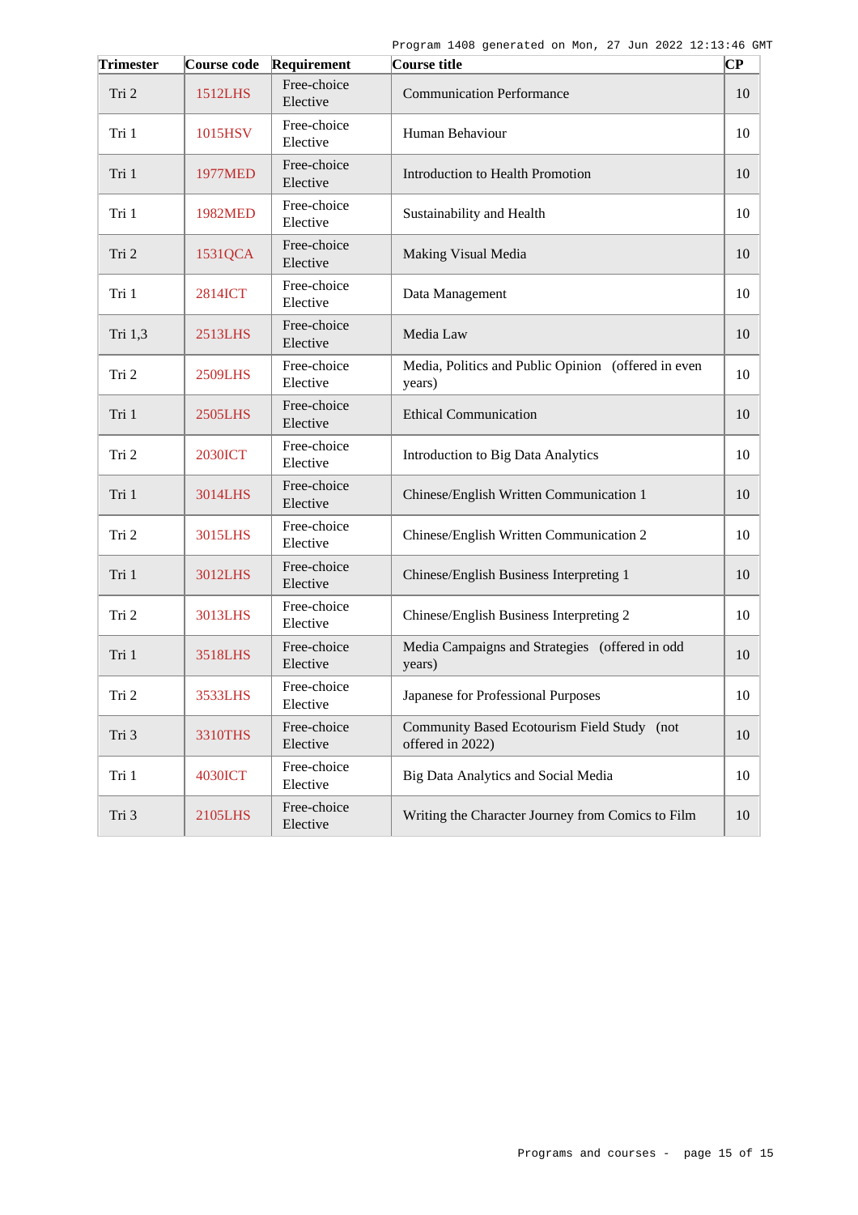| Trimester | Course code | Requirement | Course title | CP |
|---|---|---|---|---|
| Tri 2 | 1512LHS | Free-choice Elective | Communication Performance | 10 |
| Tri 1 | 1015HSV | Free-choice Elective | Human Behaviour | 10 |
| Tri 1 | 1977MED | Free-choice Elective | Introduction to Health Promotion | 10 |
| Tri 1 | 1982MED | Free-choice Elective | Sustainability and Health | 10 |
| Tri 2 | 1531QCA | Free-choice Elective | Making Visual Media | 10 |
| Tri 1 | 2814ICT | Free-choice Elective | Data Management | 10 |
| Tri 1,3 | 2513LHS | Free-choice Elective | Media Law | 10 |
| Tri 2 | 2509LHS | Free-choice Elective | Media, Politics and Public Opinion (offered in even years) | 10 |
| Tri 1 | 2505LHS | Free-choice Elective | Ethical Communication | 10 |
| Tri 2 | 2030ICT | Free-choice Elective | Introduction to Big Data Analytics | 10 |
| Tri 1 | 3014LHS | Free-choice Elective | Chinese/English Written Communication 1 | 10 |
| Tri 2 | 3015LHS | Free-choice Elective | Chinese/English Written Communication 2 | 10 |
| Tri 1 | 3012LHS | Free-choice Elective | Chinese/English Business Interpreting 1 | 10 |
| Tri 2 | 3013LHS | Free-choice Elective | Chinese/English Business Interpreting 2 | 10 |
| Tri 1 | 3518LHS | Free-choice Elective | Media Campaigns and Strategies (offered in odd years) | 10 |
| Tri 2 | 3533LHS | Free-choice Elective | Japanese for Professional Purposes | 10 |
| Tri 3 | 3310THS | Free-choice Elective | Community Based Ecotourism Field Study (not offered in 2022) | 10 |
| Tri 1 | 4030ICT | Free-choice Elective | Big Data Analytics and Social Media | 10 |
| Tri 3 | 2105LHS | Free-choice Elective | Writing the Character Journey from Comics to Film | 10 |